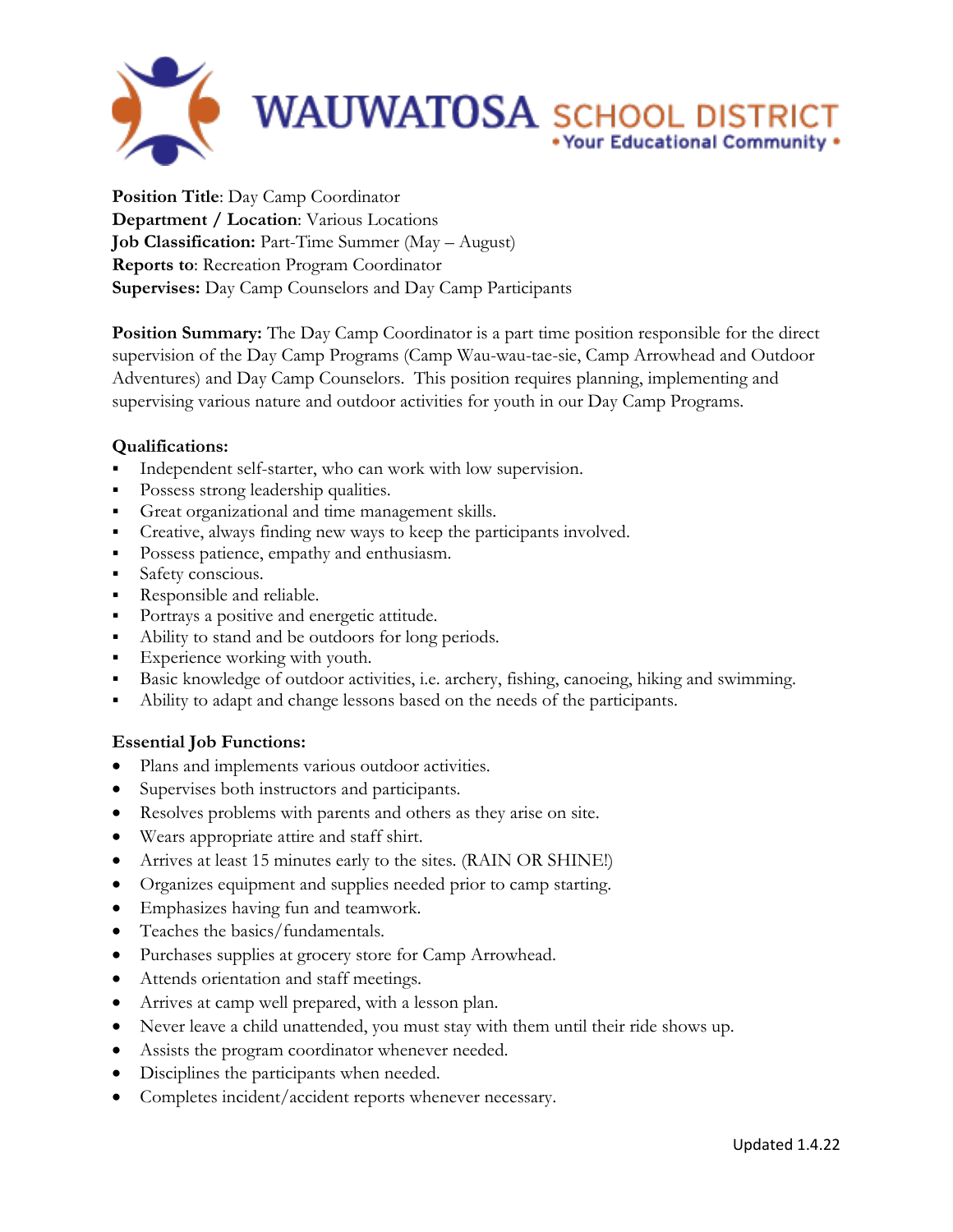# WAUWATOSA SCHOOL DISTRICT

• Your Educational Community •

**Position Title**: Day Camp Coordinator
**Department / Location**: Various Locations
**Job Classification:** Part-Time Summer (May – August)
**Reports to**: Recreation Program Coordinator
**Supervises:** Day Camp Counselors and Day Camp Participants

**Position Summary:** The Day Camp Coordinator is a part time position responsible for the direct supervision of the Day Camp Programs (Camp Wau-wau-tae-sie, Camp Arrowhead and Outdoor Adventures) and Day Camp Counselors. This position requires planning, implementing and supervising various nature and outdoor activities for youth in our Day Camp Programs.

**Qualifications:**

- Independent self-starter, who can work with low supervision.
- Possess strong leadership qualities.
- Great organizational and time management skills.
- Creative, always finding new ways to keep the participants involved.
- Possess patience, empathy and enthusiasm.
- Safety conscious.
- Responsible and reliable.
- Portrays a positive and energetic attitude.
- Ability to stand and be outdoors for long periods.
- Experience working with youth.
- Basic knowledge of outdoor activities, i.e. archery, fishing, canoeing, hiking and swimming.
- Ability to adapt and change lessons based on the needs of the participants.

**Essential Job Functions:**

- Plans and implements various outdoor activities.
- Supervises both instructors and participants.
- Resolves problems with parents and others as they arise on site.
- Wears appropriate attire and staff shirt.
- Arrives at least 15 minutes early to the sites. (RAIN OR SHINE!)
- Organizes equipment and supplies needed prior to camp starting.
- Emphasizes having fun and teamwork.
- Teaches the basics/fundamentals.
- Purchases supplies at grocery store for Camp Arrowhead.
- Attends orientation and staff meetings.
- Arrives at camp well prepared, with a lesson plan.
- Never leave a child unattended, you must stay with them until their ride shows up.
- Assists the program coordinator whenever needed.
- Disciplines the participants when needed.
- Completes incident/accident reports whenever necessary.

Updated 1.4.22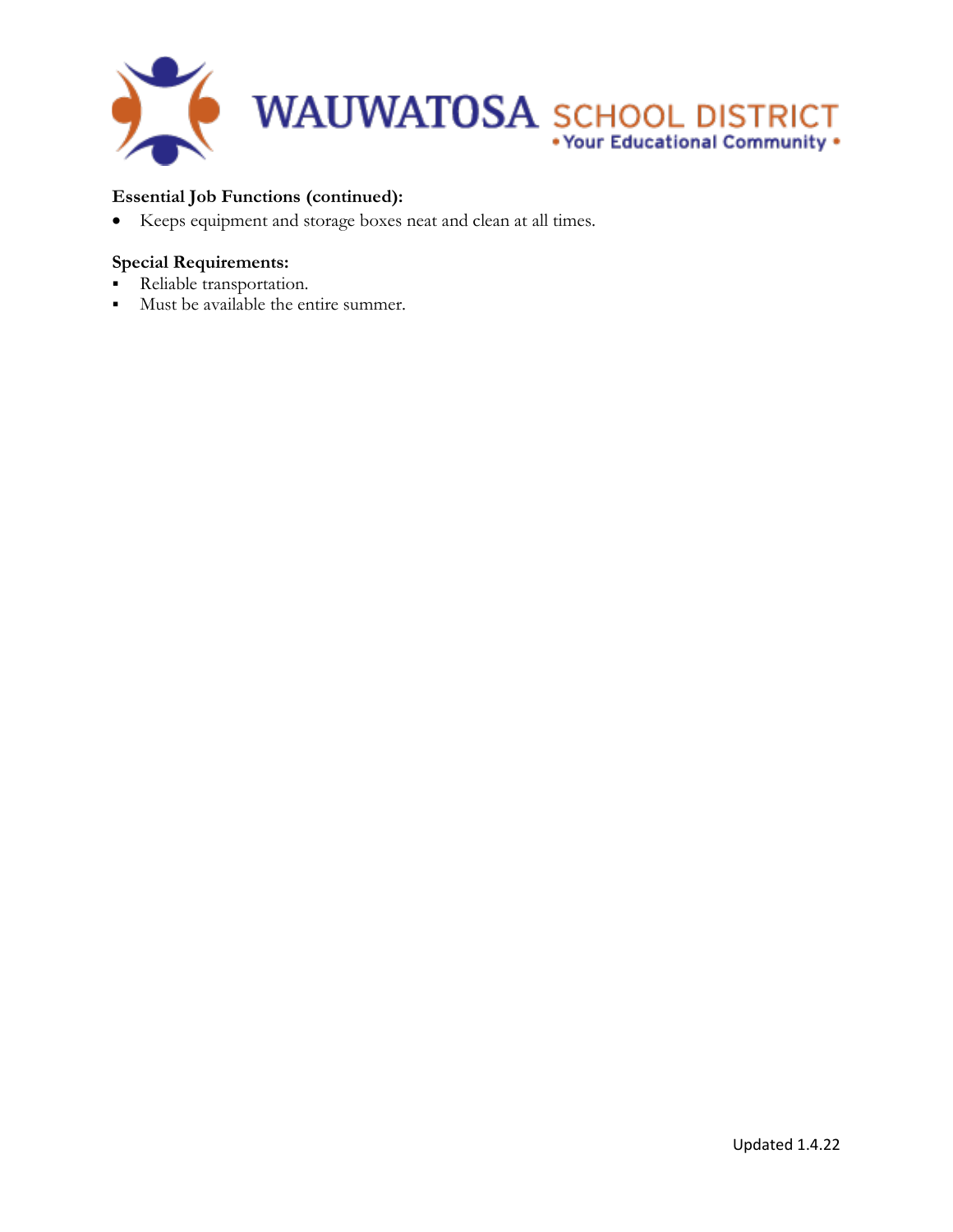**Essential Job Functions (continued):**

- Keeps equipment and storage boxes neat and clean at all times.

**Special Requirements:**

- Reliable transportation.
- Must be available the entire summer.